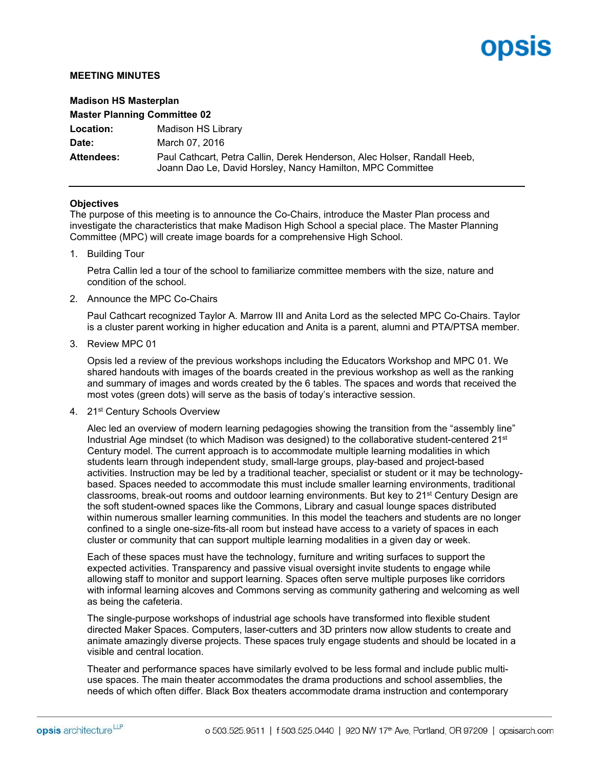opsis

**MEETING MINUTES**

**Madison HS Masterplan**
**Master Planning Committee 02**

| | |
|---|---|
| **Location:** | Madison HS Library |
| **Date:** | March 07, 2016 |
| **Attendees:** | Paul Cathcart, Petra Callin, Derek Henderson, Alec Holser, Randall Heeb, Joann Dao Le, David Horsley, Nancy Hamilton, MPC Committee |

---

**Objectives**
The purpose of this meeting is to announce the Co-Chairs, introduce the Master Plan process and investigate the characteristics that make Madison High School a special place. The Master Planning Committee (MPC) will create image boards for a comprehensive High School.

1. Building Tour

   Petra Callin led a tour of the school to familiarize committee members with the size, nature and condition of the school.

2. Announce the MPC Co-Chairs

   Paul Cathcart recognized Taylor A. Marrow III and Anita Lord as the selected MPC Co-Chairs. Taylor is a cluster parent working in higher education and Anita is a parent, alumni and PTA/PTSA member.

3. Review MPC 01

   Opsis led a review of the previous workshops including the Educators Workshop and MPC 01. We shared handouts with images of the boards created in the previous workshop as well as the ranking and summary of images and words created by the 6 tables. The spaces and words that received the most votes (green dots) will serve as the basis of today's interactive session.

4. 21st Century Schools Overview

   Alec led an overview of modern learning pedagogies showing the transition from the "assembly line" Industrial Age mindset (to which Madison was designed) to the collaborative student-centered 21st Century model. The current approach is to accommodate multiple learning modalities in which students learn through independent study, small-large groups, play-based and project-based activities. Instruction may be led by a traditional teacher, specialist or student or it may be technology-based. Spaces needed to accommodate this must include smaller learning environments, traditional classrooms, break-out rooms and outdoor learning environments. But key to 21st Century Design are the soft student-owned spaces like the Commons, Library and casual lounge spaces distributed within numerous smaller learning communities. In this model the teachers and students are no longer confined to a single one-size-fits-all room but instead have access to a variety of spaces in each cluster or community that can support multiple learning modalities in a given day or week.

   Each of these spaces must have the technology, furniture and writing surfaces to support the expected activities. Transparency and passive visual oversight invite students to engage while allowing staff to monitor and support learning. Spaces often serve multiple purposes like corridors with informal learning alcoves and Commons serving as community gathering and welcoming as well as being the cafeteria.

   The single-purpose workshops of industrial age schools have transformed into flexible student directed Maker Spaces. Computers, laser-cutters and 3D printers now allow students to create and animate amazingly diverse projects. These spaces truly engage students and should be located in a visible and central location.

   Theater and performance spaces have similarly evolved to be less formal and include public multi-use spaces. The main theater accommodates the drama productions and school assemblies, the needs of which often differ. Black Box theaters accommodate drama instruction and contemporary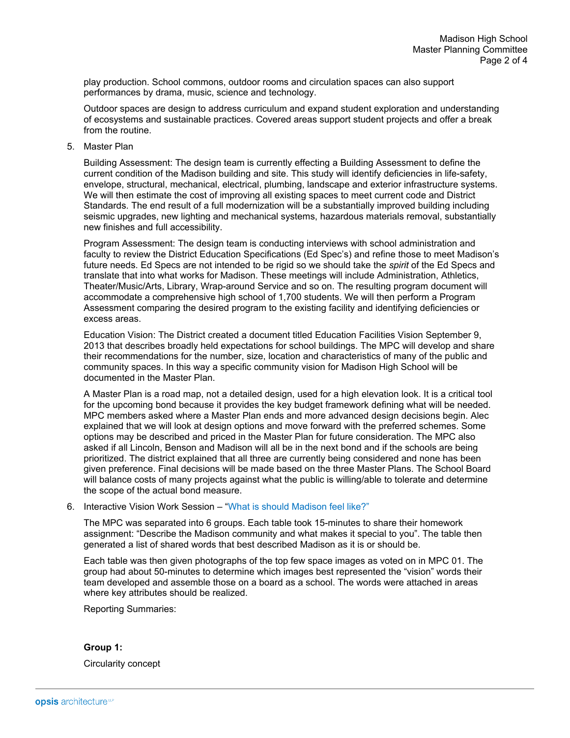play production. School commons, outdoor rooms and circulation spaces can also support performances by drama, music, science and technology.

Outdoor spaces are design to address curriculum and expand student exploration and understanding of ecosystems and sustainable practices. Covered areas support student projects and offer a break from the routine.

5. Master Plan

   Building Assessment: The design team is currently effecting a Building Assessment to define the current condition of the Madison building and site. This study will identify deficiencies in life-safety, envelope, structural, mechanical, electrical, plumbing, landscape and exterior infrastructure systems. We will then estimate the cost of improving all existing spaces to meet current code and District Standards. The end result of a full modernization will be a substantially improved building including seismic upgrades, new lighting and mechanical systems, hazardous materials removal, substantially new finishes and full accessibility.

   Program Assessment: The design team is conducting interviews with school administration and faculty to review the District Education Specifications (Ed Spec's) and refine those to meet Madison's future needs. Ed Specs are not intended to be rigid so we should take the *spirit* of the Ed Specs and translate that into what works for Madison. These meetings will include Administration, Athletics, Theater/Music/Arts, Library, Wrap-around Service and so on. The resulting program document will accommodate a comprehensive high school of 1,700 students. We will then perform a Program Assessment comparing the desired program to the existing facility and identifying deficiencies or excess areas.

   Education Vision: The District created a document titled Education Facilities Vision September 9, 2013 that describes broadly held expectations for school buildings. The MPC will develop and share their recommendations for the number, size, location and characteristics of many of the public and community spaces. In this way a specific community vision for Madison High School will be documented in the Master Plan.

   A Master Plan is a road map, not a detailed design, used for a high elevation look. It is a critical tool for the upcoming bond because it provides the key budget framework defining what will be needed. MPC members asked where a Master Plan ends and more advanced design decisions begin. Alec explained that we will look at design options and move forward with the preferred schemes. Some options may be described and priced in the Master Plan for future consideration. The MPC also asked if all Lincoln, Benson and Madison will all be in the next bond and if the schools are being prioritized. The district explained that all three are currently being considered and none has been given preference. Final decisions will be made based on the three Master Plans. The School Board will balance costs of many projects against what the public is willing/able to tolerate and determine the scope of the actual bond measure.

6. Interactive Vision Work Session – "What is should Madison feel like?"

   The MPC was separated into 6 groups. Each table took 15-minutes to share their homework assignment: "Describe the Madison community and what makes it special to you". The table then generated a list of shared words that best described Madison as it is or should be.

   Each table was then given photographs of the top few space images as voted on in MPC 01. The group had about 50-minutes to determine which images best represented the "vision" words their team developed and assemble those on a board as a school. The words were attached in areas where key attributes should be realized.

   Reporting Summaries:

   **Group 1:**

   Circularity concept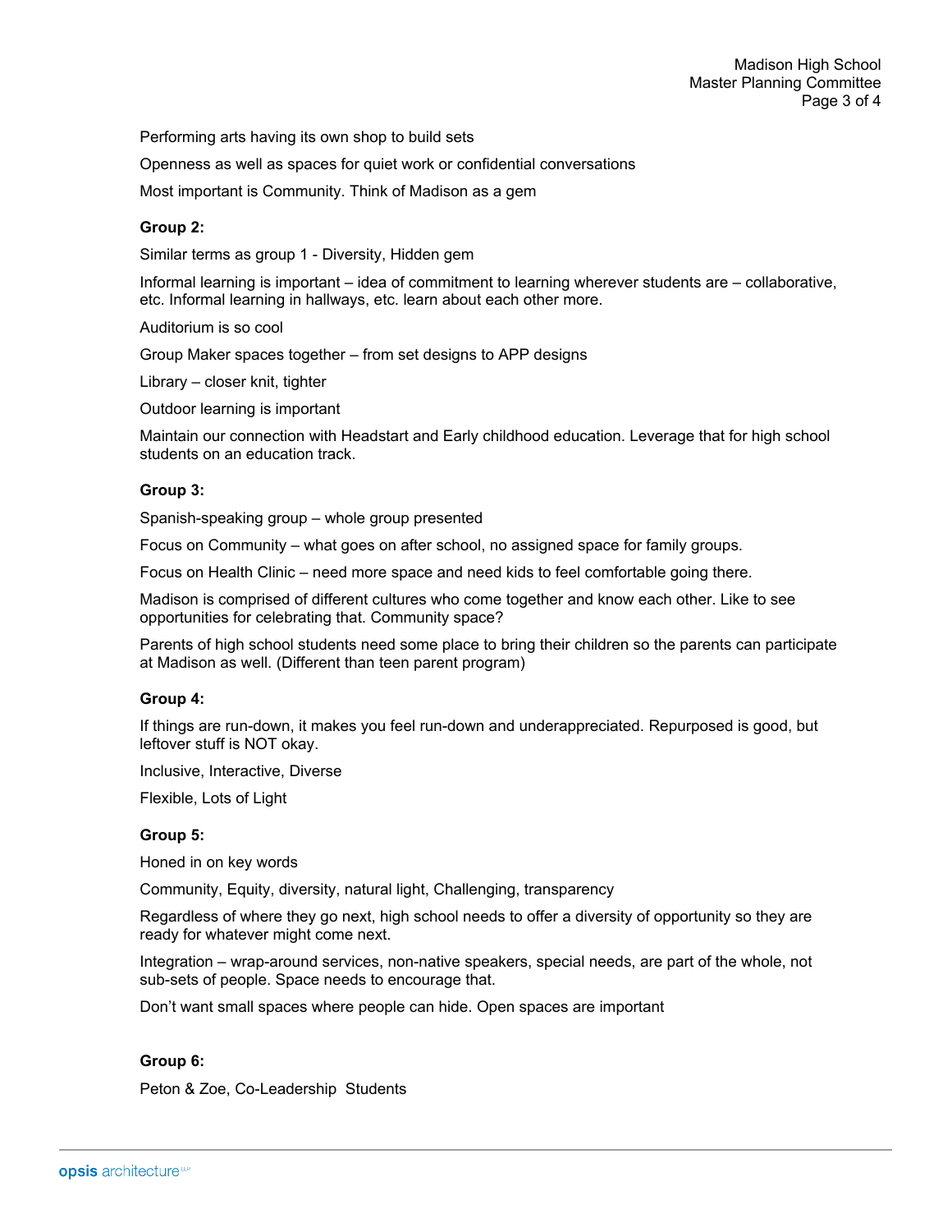Performing arts having its own shop to build sets

Openness as well as spaces for quiet work or confidential conversations

Most important is Community. Think of Madison as a gem

**Group 2:**

Similar terms as group 1 - Diversity, Hidden gem

Informal learning is important – idea of commitment to learning wherever students are – collaborative, etc. Informal learning in hallways, etc. learn about each other more.

Auditorium is so cool

Group Maker spaces together – from set designs to APP designs

Library – closer knit, tighter

Outdoor learning is important

Maintain our connection with Headstart and Early childhood education. Leverage that for high school students on an education track.

**Group 3:**

Spanish-speaking group – whole group presented

Focus on Community – what goes on after school, no assigned space for family groups.

Focus on Health Clinic – need more space and need kids to feel comfortable going there.

Madison is comprised of different cultures who come together and know each other. Like to see opportunities for celebrating that. Community space?

Parents of high school students need some place to bring their children so the parents can participate at Madison as well. (Different than teen parent program)

**Group 4:**

If things are run-down, it makes you feel run-down and underappreciated. Repurposed is good, but leftover stuff is NOT okay.

Inclusive, Interactive, Diverse

Flexible, Lots of Light

**Group 5:**

Honed in on key words

Community, Equity, diversity, natural light, Challenging, transparency

Regardless of where they go next, high school needs to offer a diversity of opportunity so they are ready for whatever might come next.

Integration – wrap-around services, non-native speakers, special needs, are part of the whole, not sub-sets of people. Space needs to encourage that.

Don't want small spaces where people can hide. Open spaces are important

**Group 6:**

Peton & Zoe, Co-Leadership Students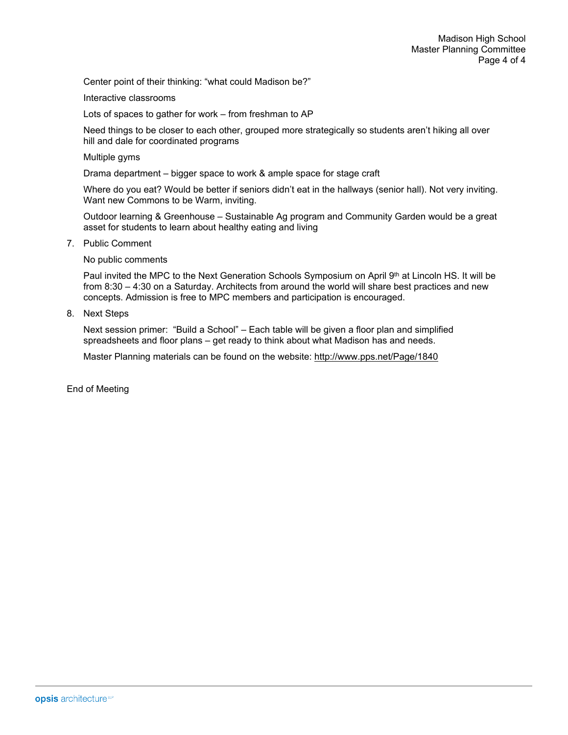Center point of their thinking: "what could Madison be?"

Interactive classrooms

Lots of spaces to gather for work – from freshman to AP

Need things to be closer to each other, grouped more strategically so students aren't hiking all over hill and dale for coordinated programs

Multiple gyms

Drama department – bigger space to work & ample space for stage craft

Where do you eat? Would be better if seniors didn't eat in the hallways (senior hall). Not very inviting. Want new Commons to be Warm, inviting.

Outdoor learning & Greenhouse – Sustainable Ag program and Community Garden would be a great asset for students to learn about healthy eating and living

7. Public Comment

   No public comments

   Paul invited the MPC to the Next Generation Schools Symposium on April 9th at Lincoln HS. It will be from 8:30 – 4:30 on a Saturday. Architects from around the world will share best practices and new concepts. Admission is free to MPC members and participation is encouraged.

8. Next Steps

   Next session primer: "Build a School" – Each table will be given a floor plan and simplified spreadsheets and floor plans – get ready to think about what Madison has and needs.

   Master Planning materials can be found on the website: http://www.pps.net/Page/1840

End of Meeting